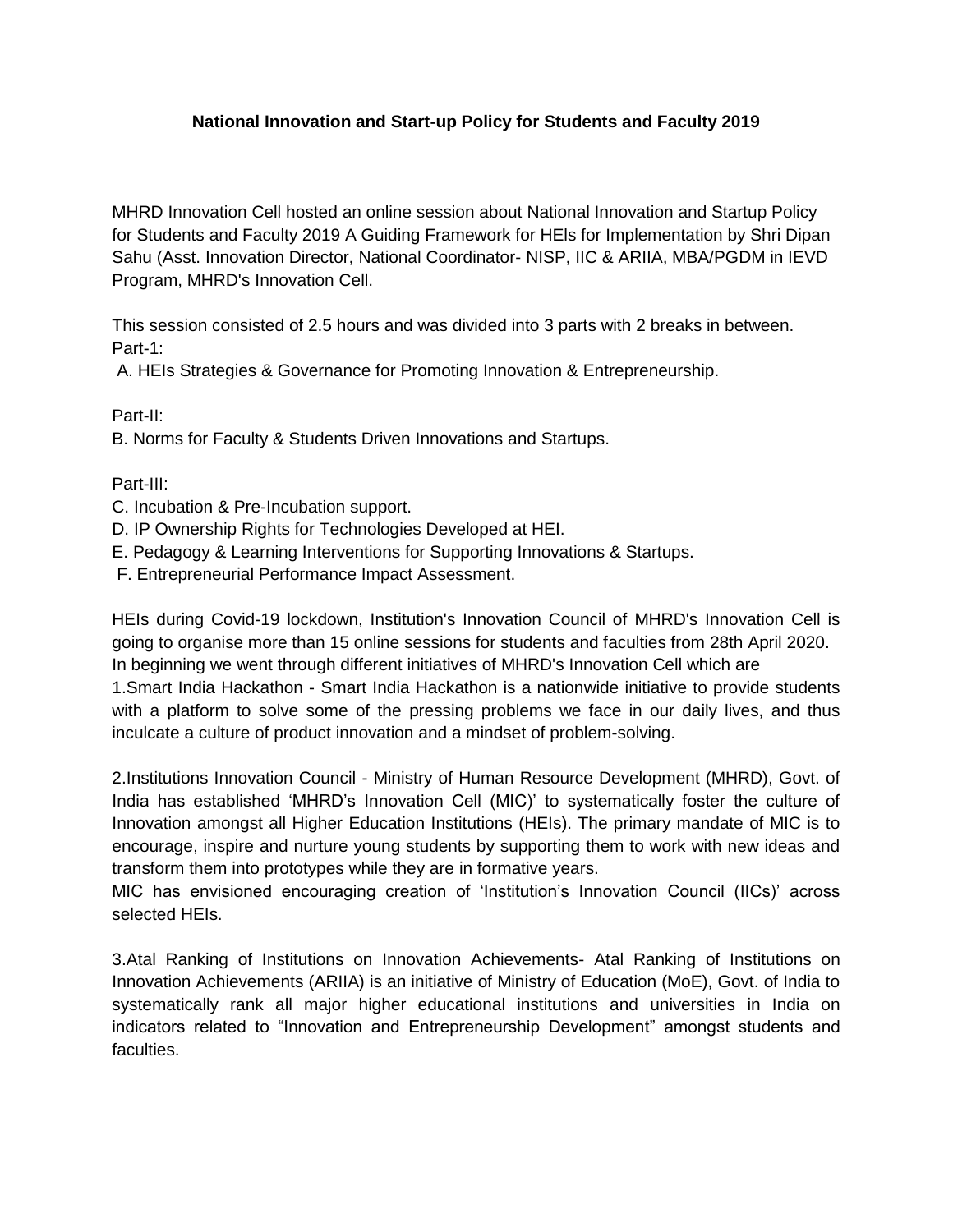**National Innovation and Start-up Policy for Students and Faculty 2019**

MHRD Innovation Cell hosted an online session about National Innovation and Startup Policy for Students and Faculty 2019 A Guiding Framework for HEIs for Implementation by Shri Dipan Sahu (Asst. Innovation Director, National Coordinator- NISP, IIC & ARIIA, MBA/PGDM in IEVD Program, MHRD's Innovation Cell.

This session consisted of 2.5 hours and was divided into 3 parts with 2 breaks in between.
Part-1:
A. HEIs Strategies & Governance for Promoting Innovation & Entrepreneurship.

Part-II:
B. Norms for Faculty & Students Driven Innovations and Startups.

Part-III:
C. Incubation & Pre-Incubation support.
D. IP Ownership Rights for Technologies Developed at HEI.
E. Pedagogy & Learning Interventions for Supporting Innovations & Startups.
F. Entrepreneurial Performance Impact Assessment.

HEIs during Covid-19 lockdown, Institution's Innovation Council of MHRD's Innovation Cell is going to organise more than 15 online sessions for students and faculties from 28th April 2020.
In beginning we went through different initiatives of MHRD's Innovation Cell which are
1.Smart India Hackathon - Smart India Hackathon is a nationwide initiative to provide students with a platform to solve some of the pressing problems we face in our daily lives, and thus inculcate a culture of product innovation and a mindset of problem-solving.

2.Institutions Innovation Council - Ministry of Human Resource Development (MHRD), Govt. of India has established 'MHRD's Innovation Cell (MIC)' to systematically foster the culture of Innovation amongst all Higher Education Institutions (HEIs). The primary mandate of MIC is to encourage, inspire and nurture young students by supporting them to work with new ideas and transform them into prototypes while they are in formative years.
MIC has envisioned encouraging creation of 'Institution's Innovation Council (IICs)' across selected HEIs.

3.Atal Ranking of Institutions on Innovation Achievements- Atal Ranking of Institutions on Innovation Achievements (ARIIA) is an initiative of Ministry of Education (MoE), Govt. of India to systematically rank all major higher educational institutions and universities in India on indicators related to "Innovation and Entrepreneurship Development" amongst students and faculties.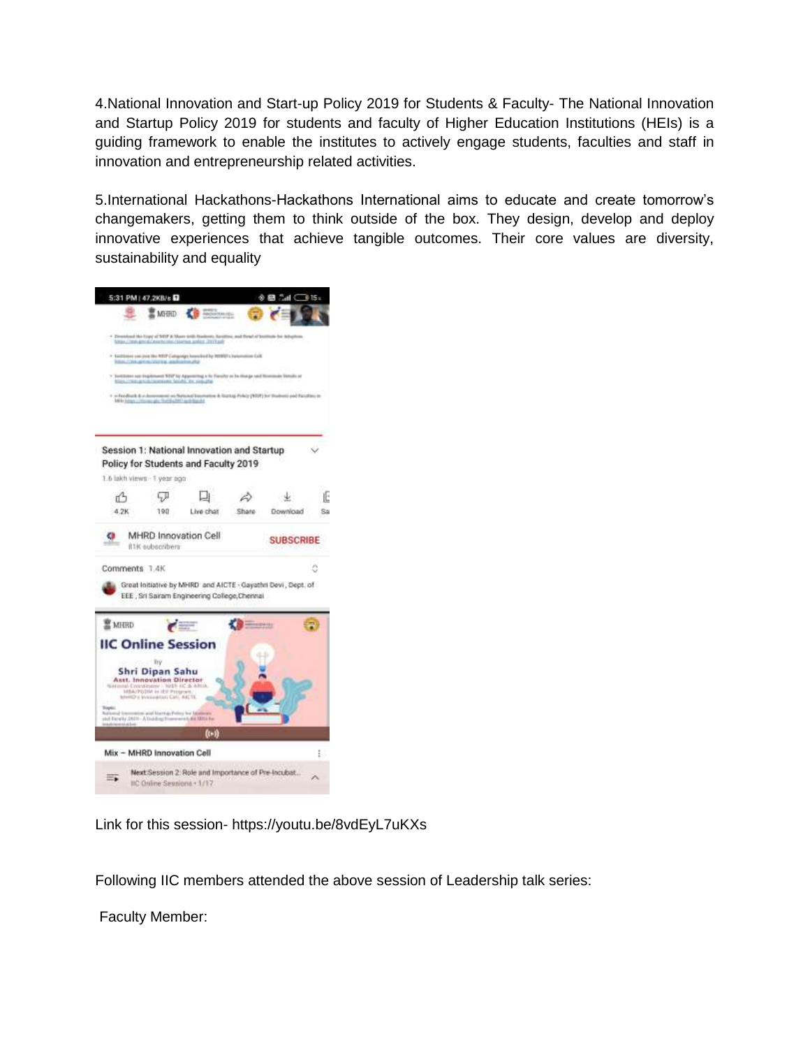4.National Innovation and Start-up Policy 2019 for Students & Faculty- The National Innovation and Startup Policy 2019 for students and faculty of Higher Education Institutions (HEIs) is a guiding framework to enable the institutes to actively engage students, faculties and staff in innovation and entrepreneurship related activities.

5.International Hackathons-Hackathons International aims to educate and create tomorrow's changemakers, getting them to think outside of the box. They design, develop and deploy innovative experiences that achieve tangible outcomes. Their core values are diversity, sustainability and equality

Link for this session- https://youtu.be/8vdEyL7uKXs

Following IIC members attended the above session of Leadership talk series:

Faculty Member: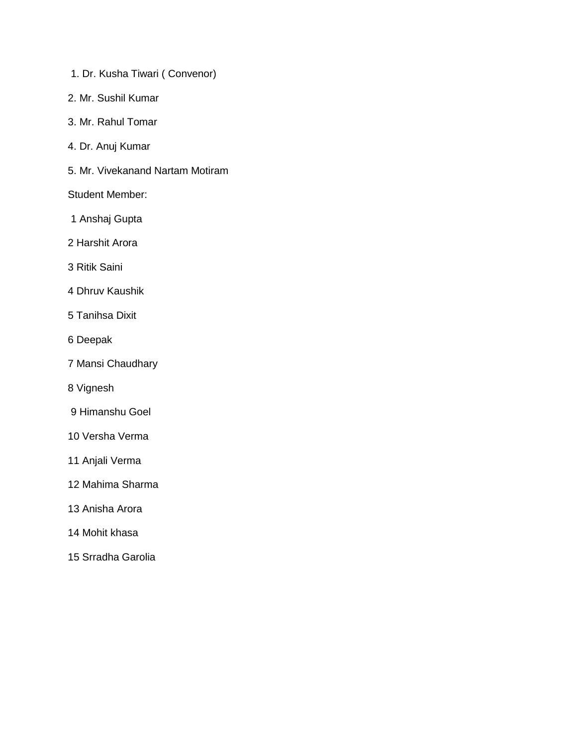1. Dr. Kusha Tiwari ( Convenor)
2. Mr. Sushil Kumar
3. Mr. Rahul Tomar
4. Dr. Anuj Kumar
5. Mr. Vivekanand Nartam Motiram

Student Member:

1 Anshaj Gupta

2 Harshit Arora

3 Ritik Saini

4 Dhruv Kaushik

5 Tanihsa Dixit

6 Deepak

7 Mansi Chaudhary

8 Vignesh

9 Himanshu Goel

10 Versha Verma

11 Anjali Verma

12 Mahima Sharma

13 Anisha Arora

14 Mohit khasa

15 Srradha Garolia